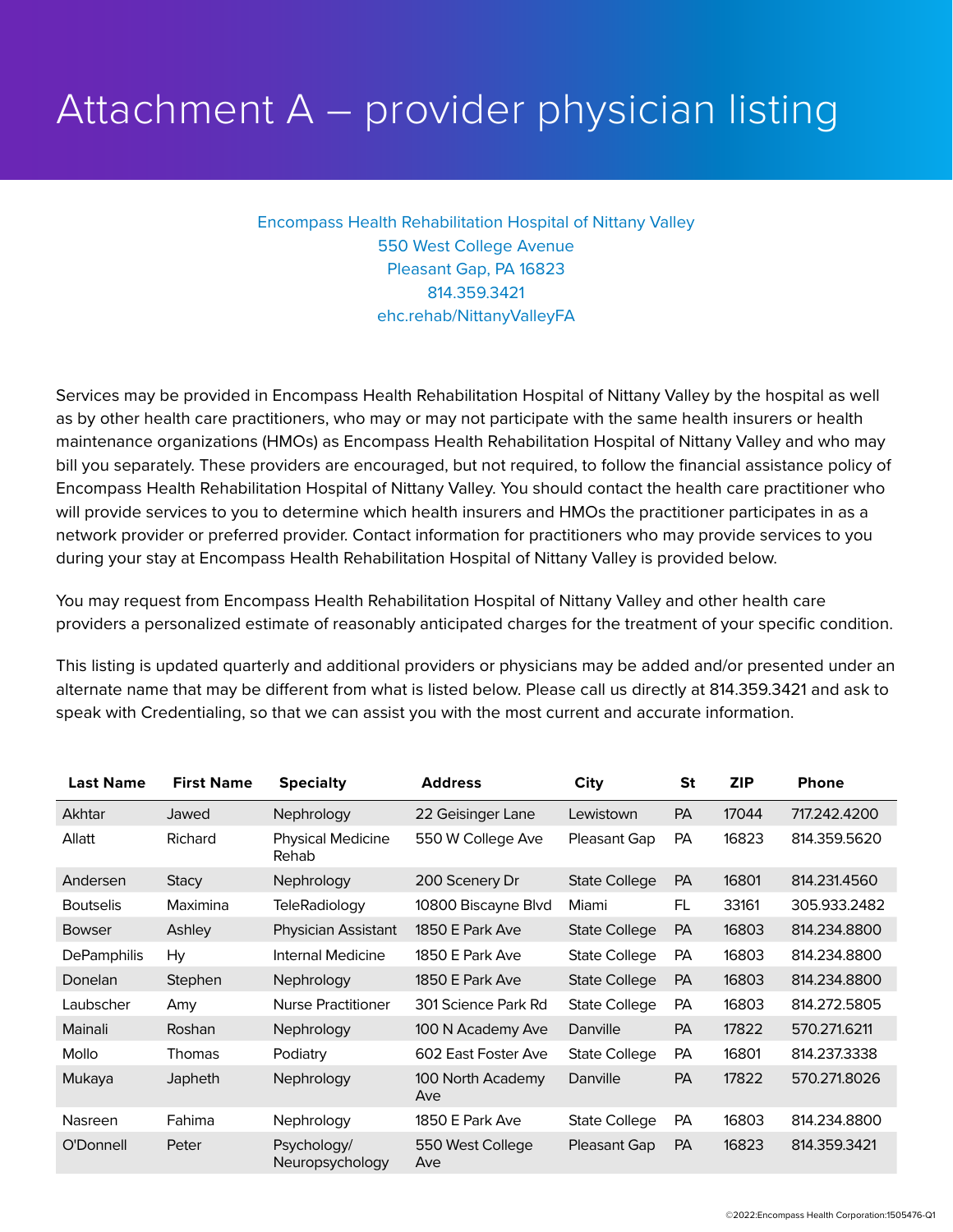# Attachment A – provider physician listing

Encompass Health Rehabilitation Hospital of Nittany Valley
550 West College Avenue
Pleasant Gap, PA 16823
814.359.3421
ehc.rehab/NittanyValleyFA

Services may be provided in Encompass Health Rehabilitation Hospital of Nittany Valley by the hospital as well as by other health care practitioners, who may or may not participate with the same health insurers or health maintenance organizations (HMOs) as Encompass Health Rehabilitation Hospital of Nittany Valley and who may bill you separately. These providers are encouraged, but not required, to follow the financial assistance policy of Encompass Health Rehabilitation Hospital of Nittany Valley. You should contact the health care practitioner who will provide services to you to determine which health insurers and HMOs the practitioner participates in as a network provider or preferred provider. Contact information for practitioners who may provide services to you during your stay at Encompass Health Rehabilitation Hospital of Nittany Valley is provided below.

You may request from Encompass Health Rehabilitation Hospital of Nittany Valley and other health care providers a personalized estimate of reasonably anticipated charges for the treatment of your specific condition.

This listing is updated quarterly and additional providers or physicians may be added and/or presented under an alternate name that may be different from what is listed below. Please call us directly at 814.359.3421 and ask to speak with Credentialing, so that we can assist you with the most current and accurate information.

| Last Name | First Name | Specialty | Address | City | St | ZIP | Phone |
|---|---|---|---|---|---|---|---|
| Akhtar | Jawed | Nephrology | 22 Geisinger Lane | Lewistown | PA | 17044 | 717.242.4200 |
| Allatt | Richard | Physical Medicine Rehab | 550 W College Ave | Pleasant Gap | PA | 16823 | 814.359.5620 |
| Andersen | Stacy | Nephrology | 200 Scenery Dr | State College | PA | 16801 | 814.231.4560 |
| Boutselis | Maximina | TeleRadiology | 10800 Biscayne Blvd | Miami | FL | 33161 | 305.933.2482 |
| Bowser | Ashley | Physician Assistant | 1850 E Park Ave | State College | PA | 16803 | 814.234.8800 |
| DePamphilis | Hy | Internal Medicine | 1850 E Park Ave | State College | PA | 16803 | 814.234.8800 |
| Donelan | Stephen | Nephrology | 1850 E Park Ave | State College | PA | 16803 | 814.234.8800 |
| Laubscher | Amy | Nurse Practitioner | 301 Science Park Rd | State College | PA | 16803 | 814.272.5805 |
| Mainali | Roshan | Nephrology | 100 N Academy Ave | Danville | PA | 17822 | 570.271.6211 |
| Mollo | Thomas | Podiatry | 602 East Foster Ave | State College | PA | 16801 | 814.237.3338 |
| Mukaya | Japheth | Nephrology | 100 North Academy Ave | Danville | PA | 17822 | 570.271.8026 |
| Nasreen | Fahima | Nephrology | 1850 E Park Ave | State College | PA | 16803 | 814.234.8800 |
| O'Donnell | Peter | Psychology/ Neuropsychology | 550 West College Ave | Pleasant Gap | PA | 16823 | 814.359.3421 |

©2022:Encompass Health Corporation:1505476-Q1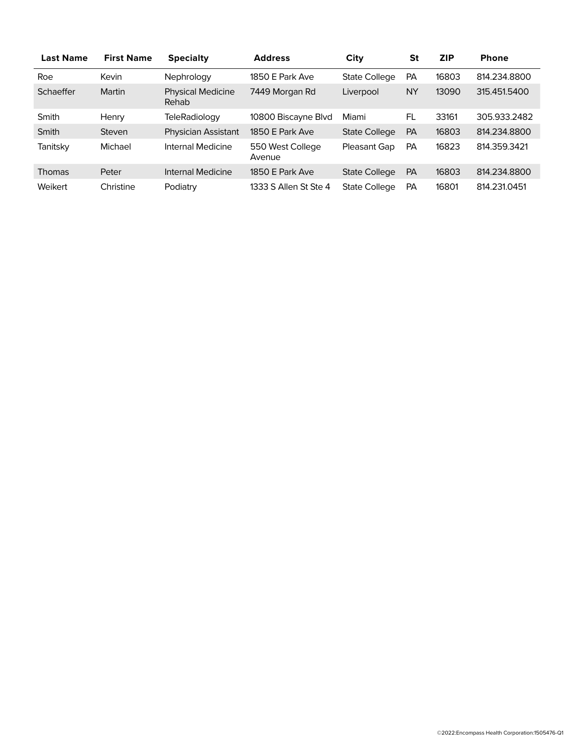| Last Name | First Name | Specialty | Address | City | St | ZIP | Phone |
|---|---|---|---|---|---|---|---|
| Roe | Kevin | Nephrology | 1850 E Park Ave | State College | PA | 16803 | 814.234.8800 |
| Schaeffer | Martin | Physical Medicine Rehab | 7449 Morgan Rd | Liverpool | NY | 13090 | 315.451.5400 |
| Smith | Henry | TeleRadiology | 10800 Biscayne Blvd | Miami | FL | 33161 | 305.933.2482 |
| Smith | Steven | Physician Assistant | 1850 E Park Ave | State College | PA | 16803 | 814.234.8800 |
| Tanitsky | Michael | Internal Medicine | 550 West College Avenue | Pleasant Gap | PA | 16823 | 814.359.3421 |
| Thomas | Peter | Internal Medicine | 1850 E Park Ave | State College | PA | 16803 | 814.234.8800 |
| Weikert | Christine | Podiatry | 1333 S Allen St Ste 4 | State College | PA | 16801 | 814.231.0451 |

©2022:Encompass Health Corporation:1505476-Q1